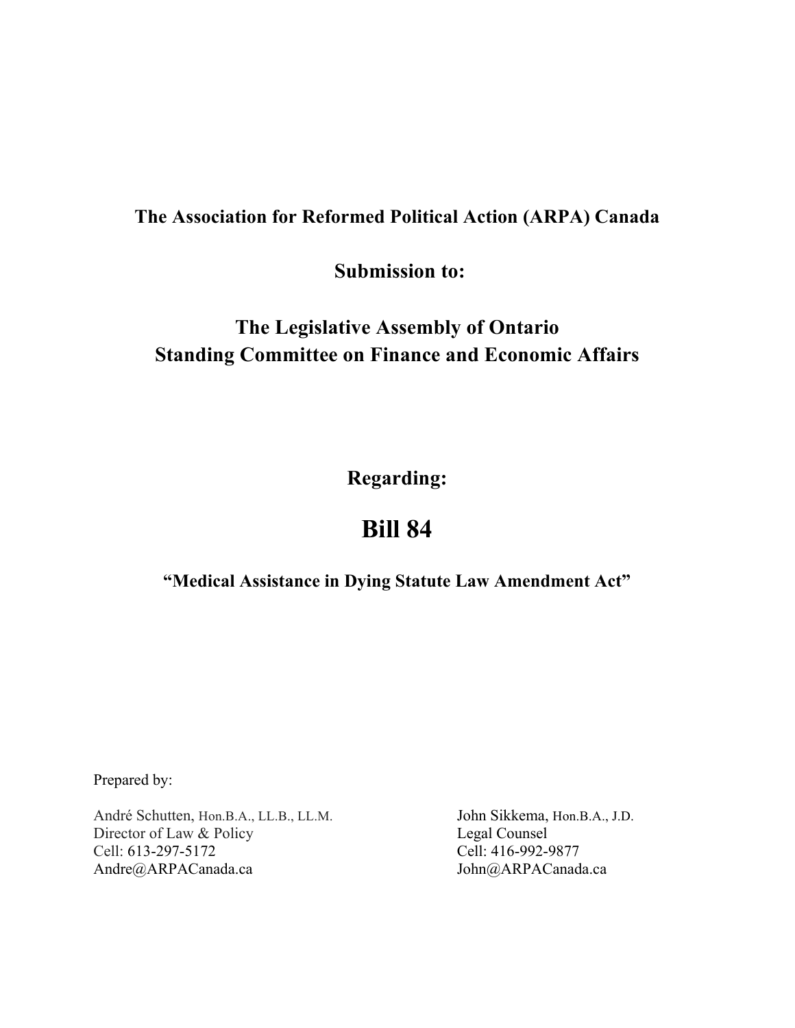**The Association for Reformed Political Action (ARPA) Canada**

**Submission to:**

**The Legislative Assembly of Ontario**
**Standing Committee on Finance and Economic Affairs**

**Regarding:**

# Bill 84

**"Medical Assistance in Dying Statute Law Amendment Act"**

Prepared by:

André Schutten, Hon.B.A., LL.B., LL.M.
Director of Law & Policy
Cell: 613-297-5172
Andre@ARPACanada.ca

John Sikkema, Hon.B.A., J.D.
Legal Counsel
Cell: 416-992-9877
John@ARPACanada.ca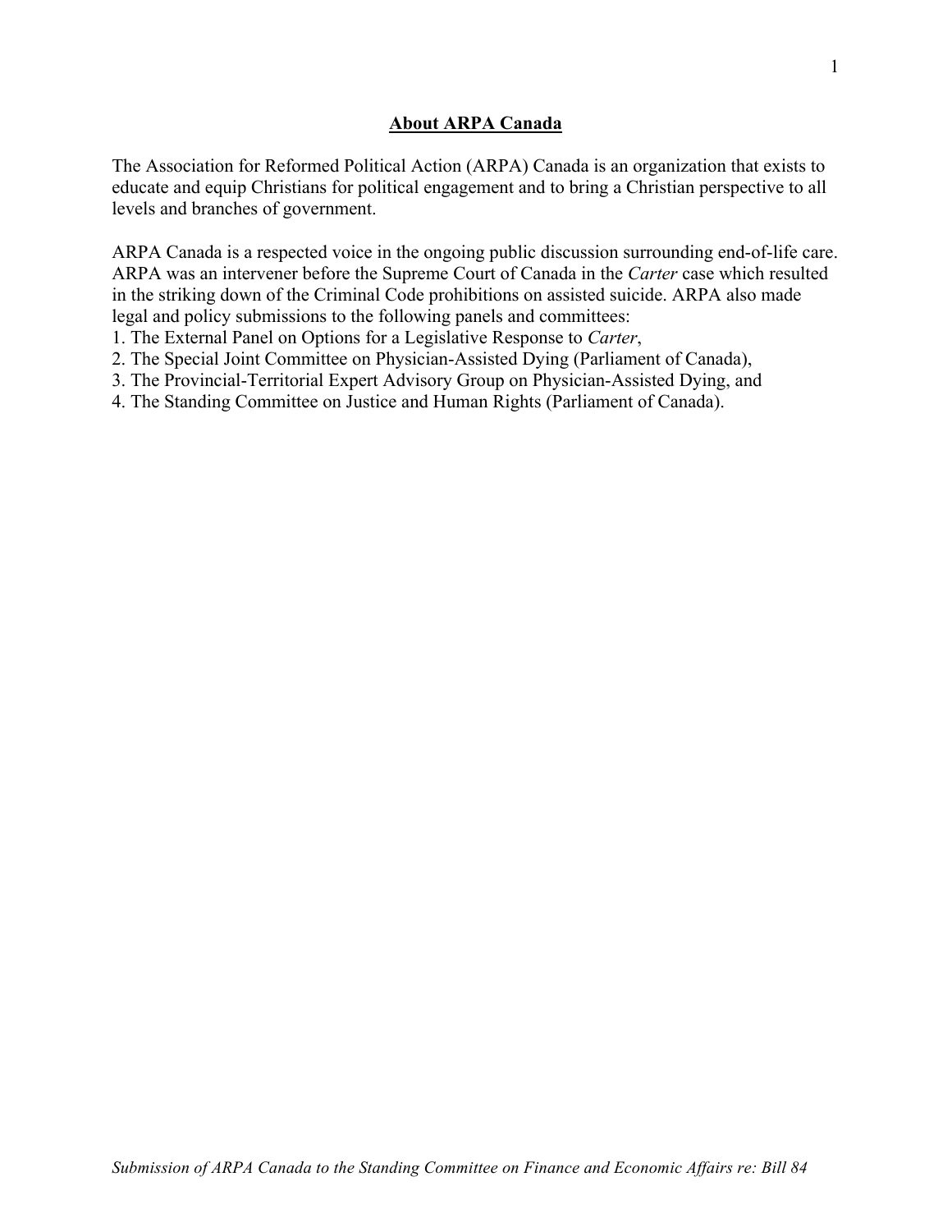## About ARPA Canada

The Association for Reformed Political Action (ARPA) Canada is an organization that exists to educate and equip Christians for political engagement and to bring a Christian perspective to all levels and branches of government.

ARPA Canada is a respected voice in the ongoing public discussion surrounding end-of-life care. ARPA was an intervener before the Supreme Court of Canada in the *Carter* case which resulted in the striking down of the Criminal Code prohibitions on assisted suicide. ARPA also made legal and policy submissions to the following panels and committees:

1. The External Panel on Options for a Legislative Response to *Carter*,
2. The Special Joint Committee on Physician-Assisted Dying (Parliament of Canada),
3. The Provincial-Territorial Expert Advisory Group on Physician-Assisted Dying, and
4. The Standing Committee on Justice and Human Rights (Parliament of Canada).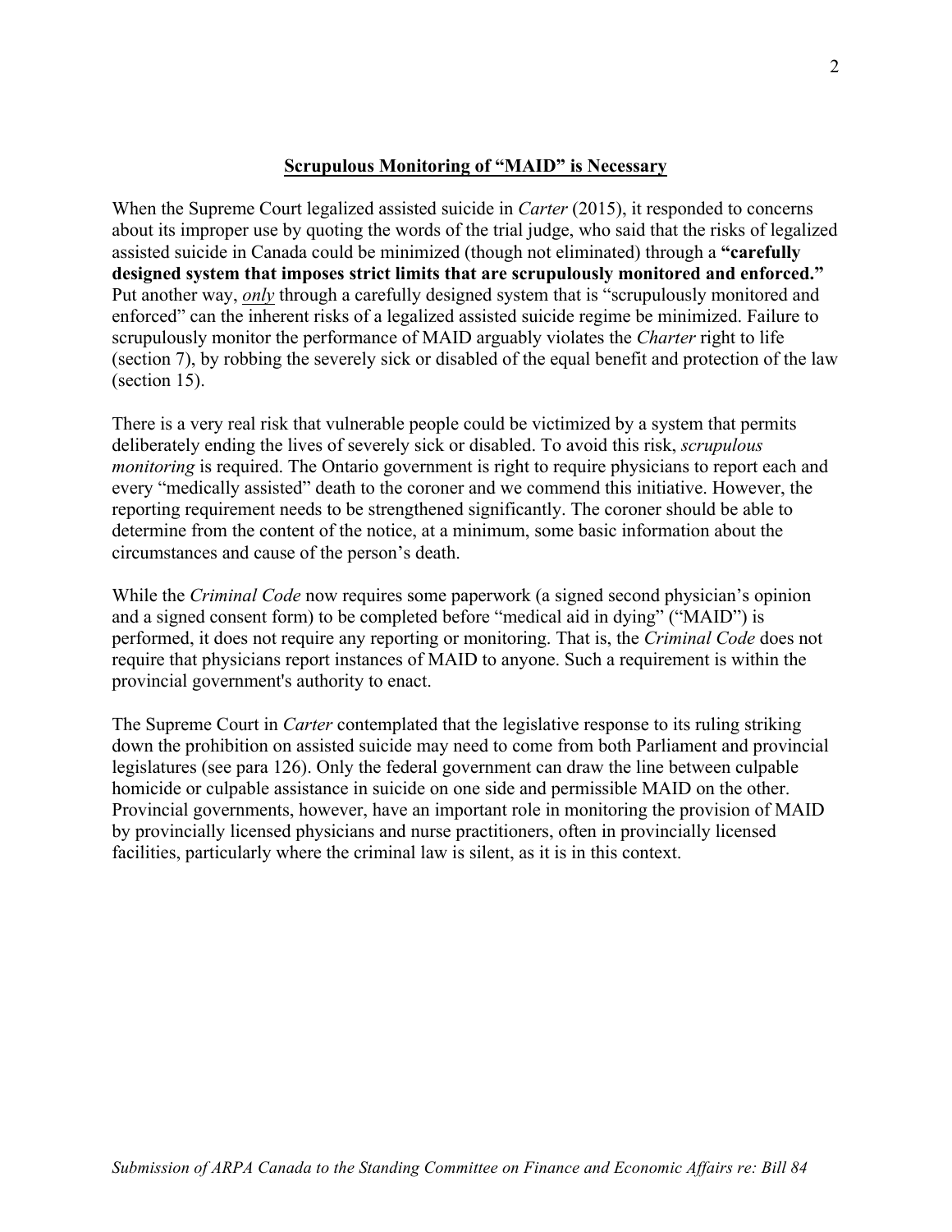## <u>Scrupulous Monitoring of "MAID" is Necessary</u>

When the Supreme Court legalized assisted suicide in *Carter* (2015), it responded to concerns about its improper use by quoting the words of the trial judge, who said that the risks of legalized assisted suicide in Canada could be minimized (though not eliminated) through a **"carefully designed system that imposes strict limits that are scrupulously monitored and enforced."** Put another way, ***<u>only</u>*** through a carefully designed system that is "scrupulously monitored and enforced" can the inherent risks of a legalized assisted suicide regime be minimized. Failure to scrupulously monitor the performance of MAID arguably violates the *Charter* right to life (section 7), by robbing the severely sick or disabled of the equal benefit and protection of the law (section 15).

There is a very real risk that vulnerable people could be victimized by a system that permits deliberately ending the lives of severely sick or disabled. To avoid this risk, *scrupulous monitoring* is required. The Ontario government is right to require physicians to report each and every "medically assisted" death to the coroner and we commend this initiative. However, the reporting requirement needs to be strengthened significantly. The coroner should be able to determine from the content of the notice, at a minimum, some basic information about the circumstances and cause of the person's death.

While the *Criminal Code* now requires some paperwork (a signed second physician's opinion and a signed consent form) to be completed before "medical aid in dying" ("MAID") is performed, it does not require any reporting or monitoring. That is, the *Criminal Code* does not require that physicians report instances of MAID to anyone. Such a requirement is within the provincial government's authority to enact.

The Supreme Court in *Carter* contemplated that the legislative response to its ruling striking down the prohibition on assisted suicide may need to come from both Parliament and provincial legislatures (see para 126). Only the federal government can draw the line between culpable homicide or culpable assistance in suicide on one side and permissible MAID on the other. Provincial governments, however, have an important role in monitoring the provision of MAID by provincially licensed physicians and nurse practitioners, often in provincially licensed facilities, particularly where the criminal law is silent, as it is in this context.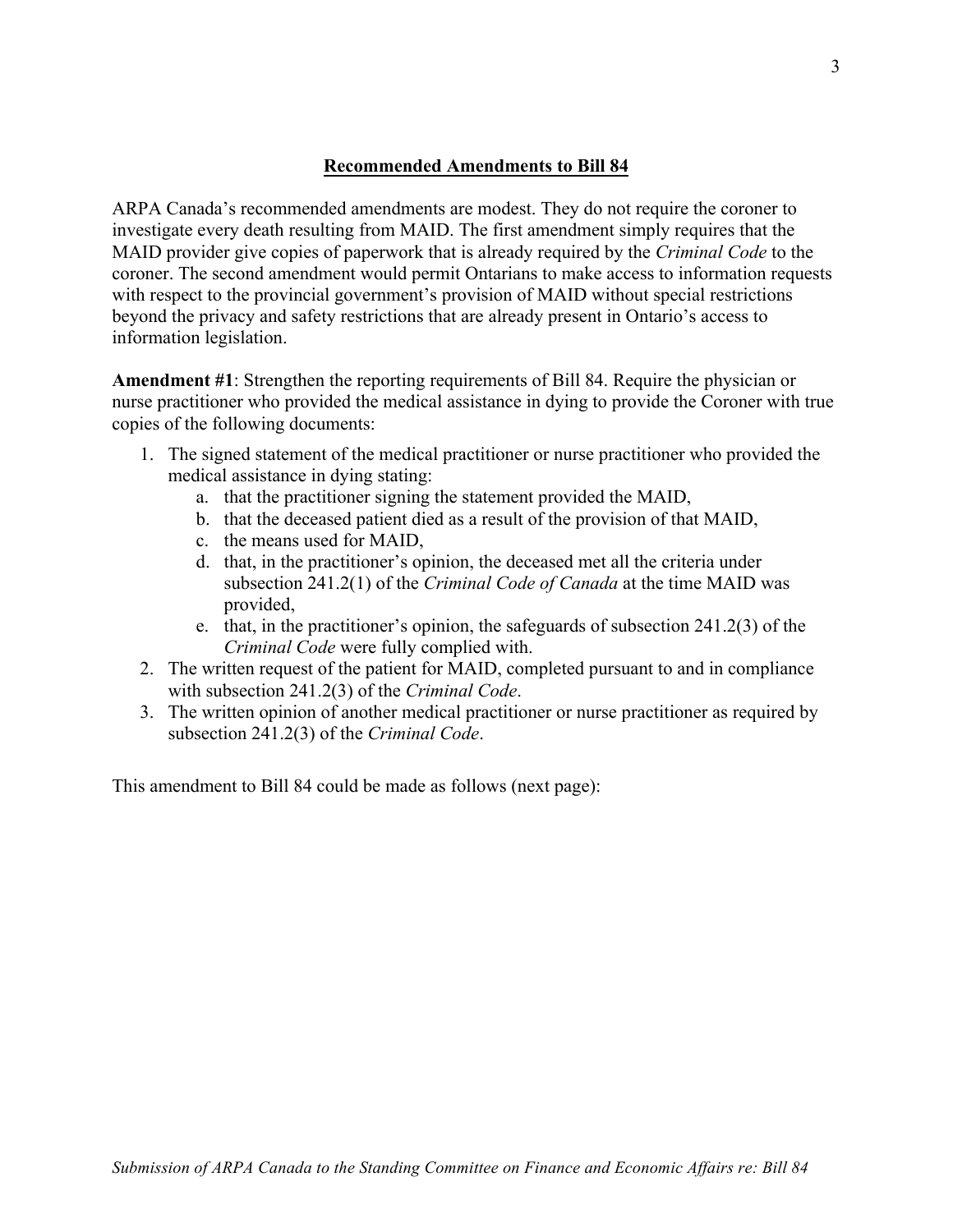## Recommended Amendments to Bill 84

ARPA Canada's recommended amendments are modest. They do not require the coroner to investigate every death resulting from MAID. The first amendment simply requires that the MAID provider give copies of paperwork that is already required by the *Criminal Code* to the coroner. The second amendment would permit Ontarians to make access to information requests with respect to the provincial government's provision of MAID without special restrictions beyond the privacy and safety restrictions that are already present in Ontario's access to information legislation.

**Amendment #1**: Strengthen the reporting requirements of Bill 84. Require the physician or nurse practitioner who provided the medical assistance in dying to provide the Coroner with true copies of the following documents:

1. The signed statement of the medical practitioner or nurse practitioner who provided the medical assistance in dying stating:
    a. that the practitioner signing the statement provided the MAID,
    b. that the deceased patient died as a result of the provision of that MAID,
    c. the means used for MAID,
    d. that, in the practitioner's opinion, the deceased met all the criteria under subsection 241.2(1) of the *Criminal Code of Canada* at the time MAID was provided,
    e. that, in the practitioner's opinion, the safeguards of subsection 241.2(3) of the *Criminal Code* were fully complied with.
2. The written request of the patient for MAID, completed pursuant to and in compliance with subsection 241.2(3) of the *Criminal Code*.
3. The written opinion of another medical practitioner or nurse practitioner as required by subsection 241.2(3) of the *Criminal Code*.

This amendment to Bill 84 could be made as follows (next page):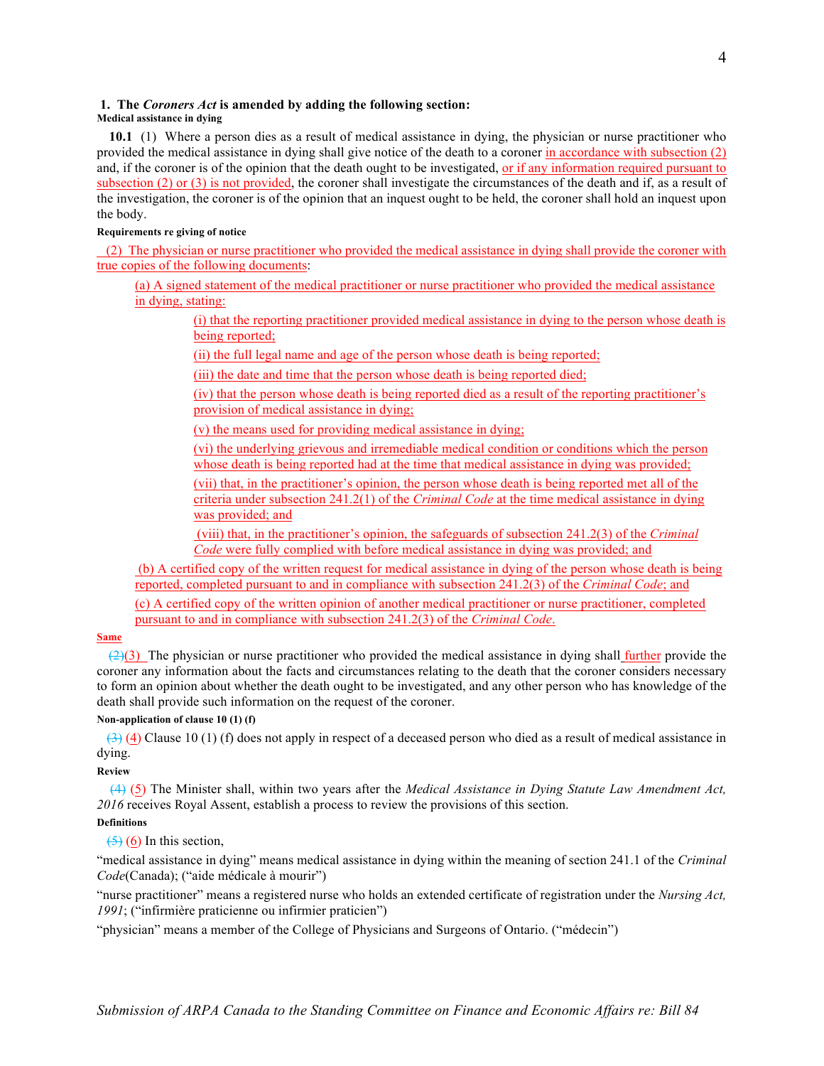**1. The *Coroners Act* is amended by adding the following section:**

**Medical assistance in dying**

**10.1** (1) Where a person dies as a result of medical assistance in dying, the physician or nurse practitioner who provided the medical assistance in dying shall give notice of the death to a coroner in accordance with subsection (2) and, if the coroner is of the opinion that the death ought to be investigated, or if any information required pursuant to subsection (2) or (3) is not provided, the coroner shall investigate the circumstances of the death and if, as a result of the investigation, the coroner is of the opinion that an inquest ought to be held, the coroner shall hold an inquest upon the body.

**Requirements re giving of notice**

(2) The physician or nurse practitioner who provided the medical assistance in dying shall provide the coroner with true copies of the following documents:

(a) A signed statement of the medical practitioner or nurse practitioner who provided the medical assistance in dying, stating:

(i) that the reporting practitioner provided medical assistance in dying to the person whose death is being reported;

(ii) the full legal name and age of the person whose death is being reported;

(iii) the date and time that the person whose death is being reported died;

(iv) that the person whose death is being reported died as a result of the reporting practitioner's provision of medical assistance in dying;

(v) the means used for providing medical assistance in dying;

(vi) the underlying grievous and irremediable medical condition or conditions which the person whose death is being reported had at the time that medical assistance in dying was provided;

(vii) that, in the practitioner's opinion, the person whose death is being reported met all of the criteria under subsection 241.2(1) of the *Criminal Code* at the time medical assistance in dying was provided; and

(viii) that, in the practitioner's opinion, the safeguards of subsection 241.2(3) of the *Criminal Code* were fully complied with before medical assistance in dying was provided; and

(b) A certified copy of the written request for medical assistance in dying of the person whose death is being reported, completed pursuant to and in compliance with subsection 241.2(3) of the *Criminal Code*; and

(c) A certified copy of the written opinion of another medical practitioner or nurse practitioner, completed pursuant to and in compliance with subsection 241.2(3) of the *Criminal Code*.

**Same**

~~(2)~~(3) The physician or nurse practitioner who provided the medical assistance in dying shall further provide the coroner any information about the facts and circumstances relating to the death that the coroner considers necessary to form an opinion about whether the death ought to be investigated, and any other person who has knowledge of the death shall provide such information on the request of the coroner.

**Non-application of clause 10 (1) (f)**

~~(3)~~ (4) Clause 10 (1) (f) does not apply in respect of a deceased person who died as a result of medical assistance in dying.

**Review**

~~(4)~~ (5) The Minister shall, within two years after the *Medical Assistance in Dying Statute Law Amendment Act, 2016* receives Royal Assent, establish a process to review the provisions of this section.

**Definitions**

~~(5)~~ (6) In this section,

"medical assistance in dying" means medical assistance in dying within the meaning of section 241.1 of the *Criminal Code*(Canada); ("aide médicale à mourir")

"nurse practitioner" means a registered nurse who holds an extended certificate of registration under the *Nursing Act, 1991*; ("infirmière praticienne ou infirmier praticien")

"physician" means a member of the College of Physicians and Surgeons of Ontario. ("médecin")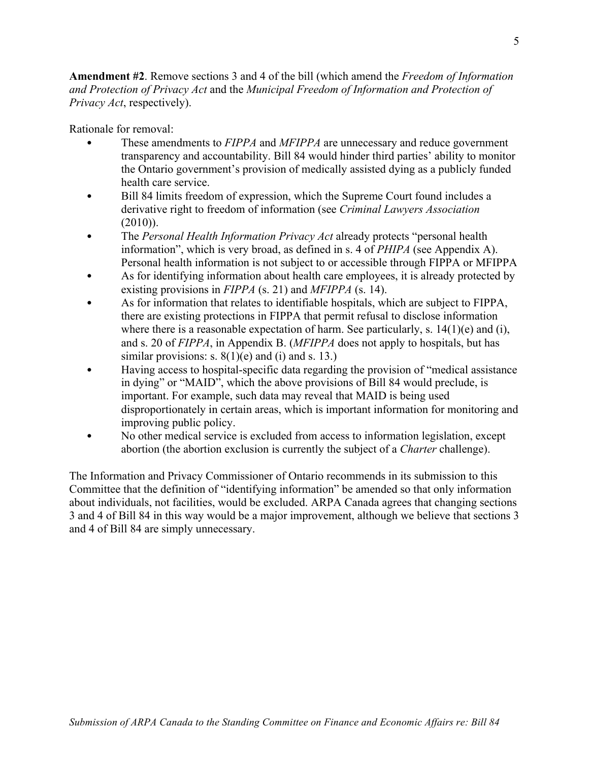**Amendment #2**. Remove sections 3 and 4 of the bill (which amend the *Freedom of Information and Protection of Privacy Act* and the *Municipal Freedom of Information and Protection of Privacy Act*, respectively).

Rationale for removal:

- These amendments to *FIPPA* and *MFIPPA* are unnecessary and reduce government transparency and accountability. Bill 84 would hinder third parties' ability to monitor the Ontario government's provision of medically assisted dying as a publicly funded health care service.
- Bill 84 limits freedom of expression, which the Supreme Court found includes a derivative right to freedom of information (see *Criminal Lawyers Association* (2010)).
- The *Personal Health Information Privacy Act* already protects "personal health information", which is very broad, as defined in s. 4 of *PHIPA* (see Appendix A). Personal health information is not subject to or accessible through FIPPA or MFIPPA
- As for identifying information about health care employees, it is already protected by existing provisions in *FIPPA* (s. 21) and *MFIPPA* (s. 14).
- As for information that relates to identifiable hospitals, which are subject to FIPPA, there are existing protections in FIPPA that permit refusal to disclose information where there is a reasonable expectation of harm. See particularly, s. 14(1)(e) and (i), and s. 20 of *FIPPA*, in Appendix B. (*MFIPPA* does not apply to hospitals, but has similar provisions: s. 8(1)(e) and (i) and s. 13.)
- Having access to hospital-specific data regarding the provision of "medical assistance in dying" or "MAID", which the above provisions of Bill 84 would preclude, is important. For example, such data may reveal that MAID is being used disproportionately in certain areas, which is important information for monitoring and improving public policy.
- No other medical service is excluded from access to information legislation, except abortion (the abortion exclusion is currently the subject of a *Charter* challenge).

The Information and Privacy Commissioner of Ontario recommends in its submission to this Committee that the definition of "identifying information" be amended so that only information about individuals, not facilities, would be excluded. ARPA Canada agrees that changing sections 3 and 4 of Bill 84 in this way would be a major improvement, although we believe that sections 3 and 4 of Bill 84 are simply unnecessary.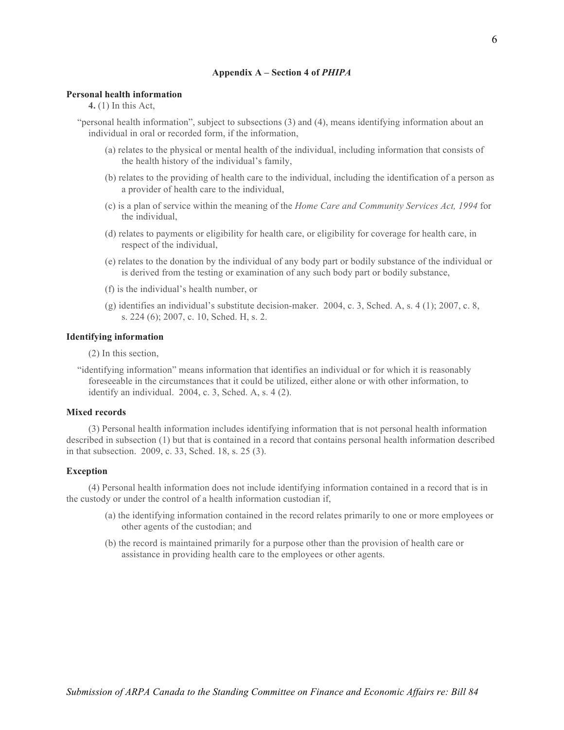## Appendix A – Section 4 of *PHIPA*

**Personal health information**

**4.** (1) In this Act,

"personal health information", subject to subsections (3) and (4), means identifying information about an individual in oral or recorded form, if the information,

(a) relates to the physical or mental health of the individual, including information that consists of the health history of the individual's family,

(b) relates to the providing of health care to the individual, including the identification of a person as a provider of health care to the individual,

(c) is a plan of service within the meaning of the *Home Care and Community Services Act, 1994* for the individual,

(d) relates to payments or eligibility for health care, or eligibility for coverage for health care, in respect of the individual,

(e) relates to the donation by the individual of any body part or bodily substance of the individual or is derived from the testing or examination of any such body part or bodily substance,

(f) is the individual's health number, or

(g) identifies an individual's substitute decision-maker. 2004, c. 3, Sched. A, s. 4 (1); 2007, c. 8, s. 224 (6); 2007, c. 10, Sched. H, s. 2.

**Identifying information**

(2) In this section,

"identifying information" means information that identifies an individual or for which it is reasonably foreseeable in the circumstances that it could be utilized, either alone or with other information, to identify an individual. 2004, c. 3, Sched. A, s. 4 (2).

**Mixed records**

(3) Personal health information includes identifying information that is not personal health information described in subsection (1) but that is contained in a record that contains personal health information described in that subsection. 2009, c. 33, Sched. 18, s. 25 (3).

**Exception**

(4) Personal health information does not include identifying information contained in a record that is in the custody or under the control of a health information custodian if,

(a) the identifying information contained in the record relates primarily to one or more employees or other agents of the custodian; and

(b) the record is maintained primarily for a purpose other than the provision of health care or assistance in providing health care to the employees or other agents.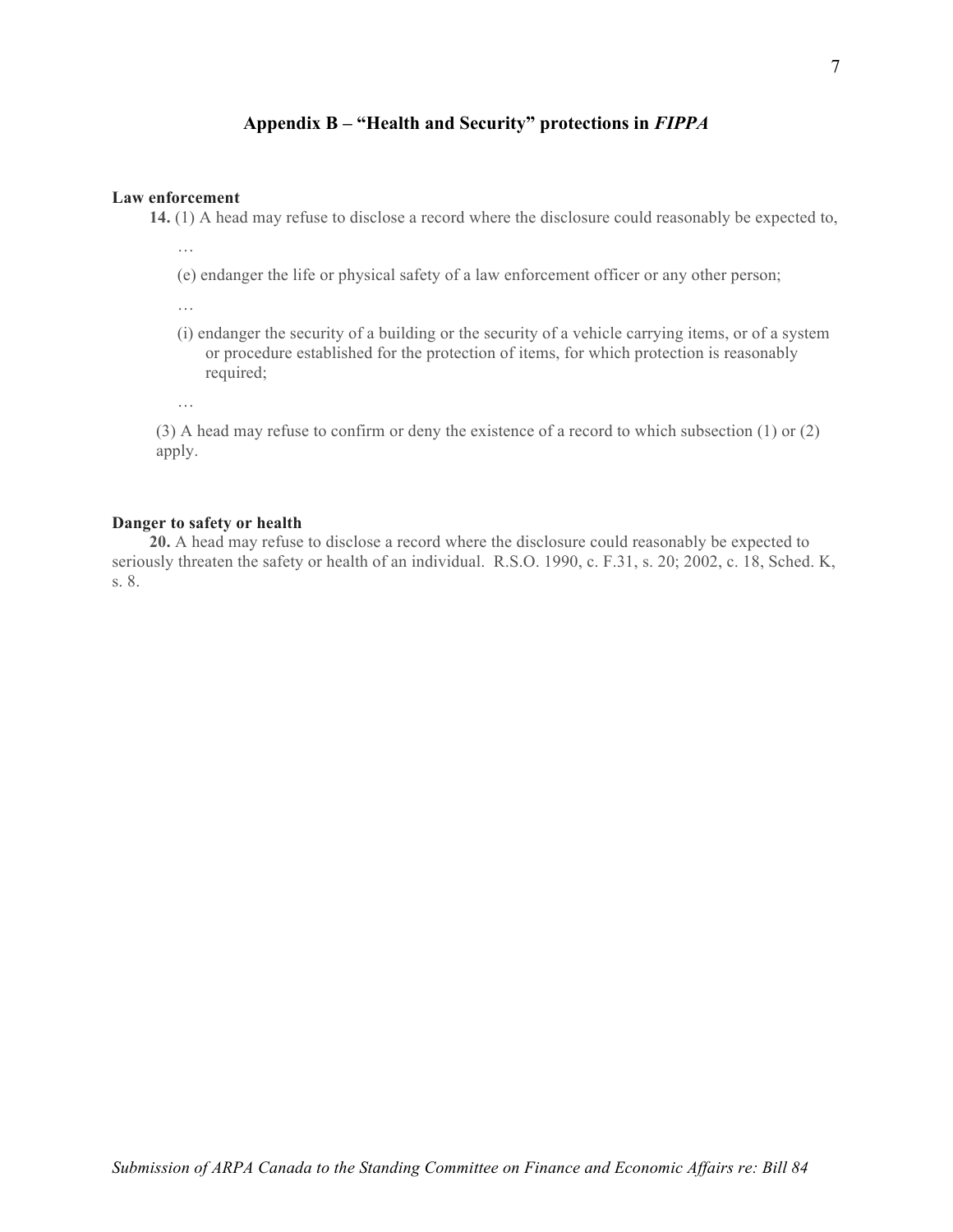## Appendix B – "Health and Security" protections in *FIPPA*

**Law enforcement**

**14.** (1) A head may refuse to disclose a record where the disclosure could reasonably be expected to,

…

(e) endanger the life or physical safety of a law enforcement officer or any other person;

…

(i) endanger the security of a building or the security of a vehicle carrying items, or of a system or procedure established for the protection of items, for which protection is reasonably required;

…

(3) A head may refuse to confirm or deny the existence of a record to which subsection (1) or (2) apply.

**Danger to safety or health**

**20.** A head may refuse to disclose a record where the disclosure could reasonably be expected to seriously threaten the safety or health of an individual. R.S.O. 1990, c. F.31, s. 20; 2002, c. 18, Sched. K, s. 8.